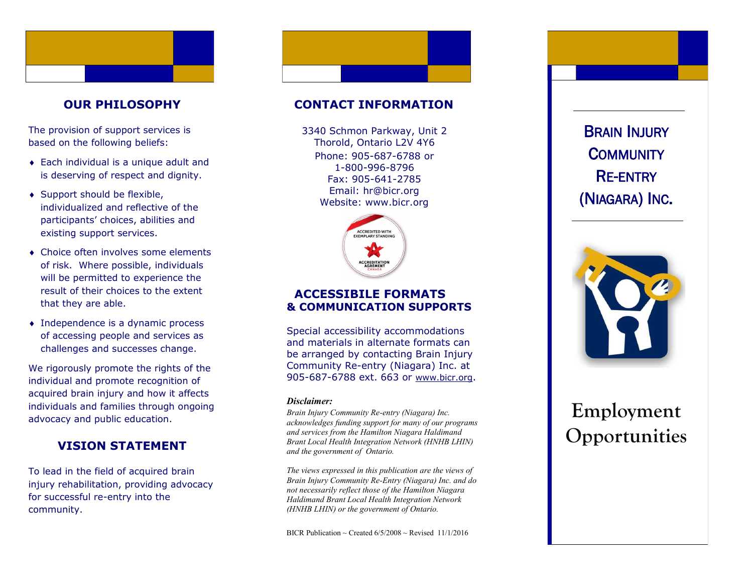## OUR PHILOSOPHY

The provision of support services is based on the following beliefs:

- Each individual is a unique adult and is deserving of respect and dignity.
- Support should be flexible, individualized and reflective of the participants' choices, abilities and existing support services.
- Choice often involves some elements of risk. Where possible, individuals will be permitted to experience the result of their choices to the extent that they are able.
- Independence is a dynamic process of accessing people and services as challenges and successes change.

We rigorously promote the rights of the individual and promote recognition of acquired brain injury and how it affects individuals and families through ongoing advocacy and public education.

## VISION STATEMENT

To lead in the field of acquired brain injury rehabilitation, providing advocacy for successful re-entry into the community.

## CONTACT INFORMATION

3340 Schmon Parkway, Unit 2
Thorold, Ontario L2V 4Y6
Phone: 905-687-6788 or
1-800-996-8796
Fax: 905-641-2785
Email: hr@bicr.org
Website: www.bicr.org

ACCREDITED WITH EXEMPLARY STANDING
ACCREDITATION AGREMENT CANADA

## ACCESSIBILE FORMATS & COMMUNICATION SUPPORTS

Special accessibility accommodations and materials in alternate formats can be arranged by contacting Brain Injury Community Re-entry (Niagara) Inc. at 905-687-6788 ext. 663 or www.bicr.org.

***Disclaimer:***

*Brain Injury Community Re-entry (Niagara) Inc. acknowledges funding support for many of our programs and services from the Hamilton Niagara Haldimand Brant Local Health Integration Network (HNHB LHIN) and the government of Ontario.*

*The views expressed in this publication are the views of Brain Injury Community Re-Entry (Niagara) Inc. and do not necessarily reflect those of the Hamilton Niagara Haldimand Brant Local Health Integration Network (HNHB LHIN) or the government of Ontario.*

BICR Publication ~ Created 6/5/2008 ~ Revised 11/1/2016

# BRAIN INJURY COMMUNITY RE-ENTRY (NIAGARA) INC.

# Employment Opportunities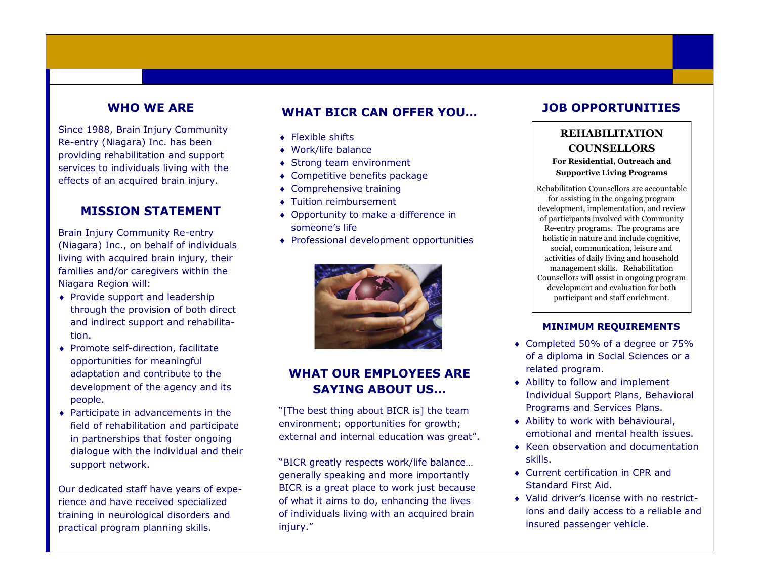## WHO WE ARE

Since 1988, Brain Injury Community Re-entry (Niagara) Inc. has been providing rehabilitation and support services to individuals living with the effects of an acquired brain injury.

## MISSION STATEMENT

Brain Injury Community Re-entry (Niagara) Inc., on behalf of individuals living with acquired brain injury, their families and/or caregivers within the Niagara Region will:

- Provide support and leadership through the provision of both direct and indirect support and rehabilitation.
- Promote self-direction, facilitate opportunities for meaningful adaptation and contribute to the development of the agency and its people.
- Participate in advancements in the field of rehabilitation and participate in partnerships that foster ongoing dialogue with the individual and their support network.

Our dedicated staff have years of experience and have received specialized training in neurological disorders and practical program planning skills.

## WHAT BICR CAN OFFER YOU…

- Flexible shifts
- Work/life balance
- Strong team environment
- Competitive benefits package
- Comprehensive training
- Tuition reimbursement
- Opportunity to make a difference in someone's life
- Professional development opportunities

## WHAT OUR EMPLOYEES ARE SAYING ABOUT US…

"[The best thing about BICR is] the team environment; opportunities for growth; external and internal education was great".

"BICR greatly respects work/life balance… generally speaking and more importantly BICR is a great place to work just because of what it aims to do, enhancing the lives of individuals living with an acquired brain injury."

## JOB OPPORTUNITIES

### REHABILITATION COUNSELLORS

**For Residential, Outreach and Supportive Living Programs**

Rehabilitation Counsellors are accountable for assisting in the ongoing program development, implementation, and review of participants involved with Community Re-entry programs. The programs are holistic in nature and include cognitive, social, communication, leisure and activities of daily living and household management skills. Rehabilitation Counsellors will assist in ongoing program development and evaluation for both participant and staff enrichment.

### MINIMUM REQUIREMENTS

- Completed 50% of a degree or 75% of a diploma in Social Sciences or a related program.
- Ability to follow and implement Individual Support Plans, Behavioral Programs and Services Plans.
- Ability to work with behavioural, emotional and mental health issues.
- Keen observation and documentation skills.
- Current certification in CPR and Standard First Aid.
- Valid driver's license with no restrictions and daily access to a reliable and insured passenger vehicle.